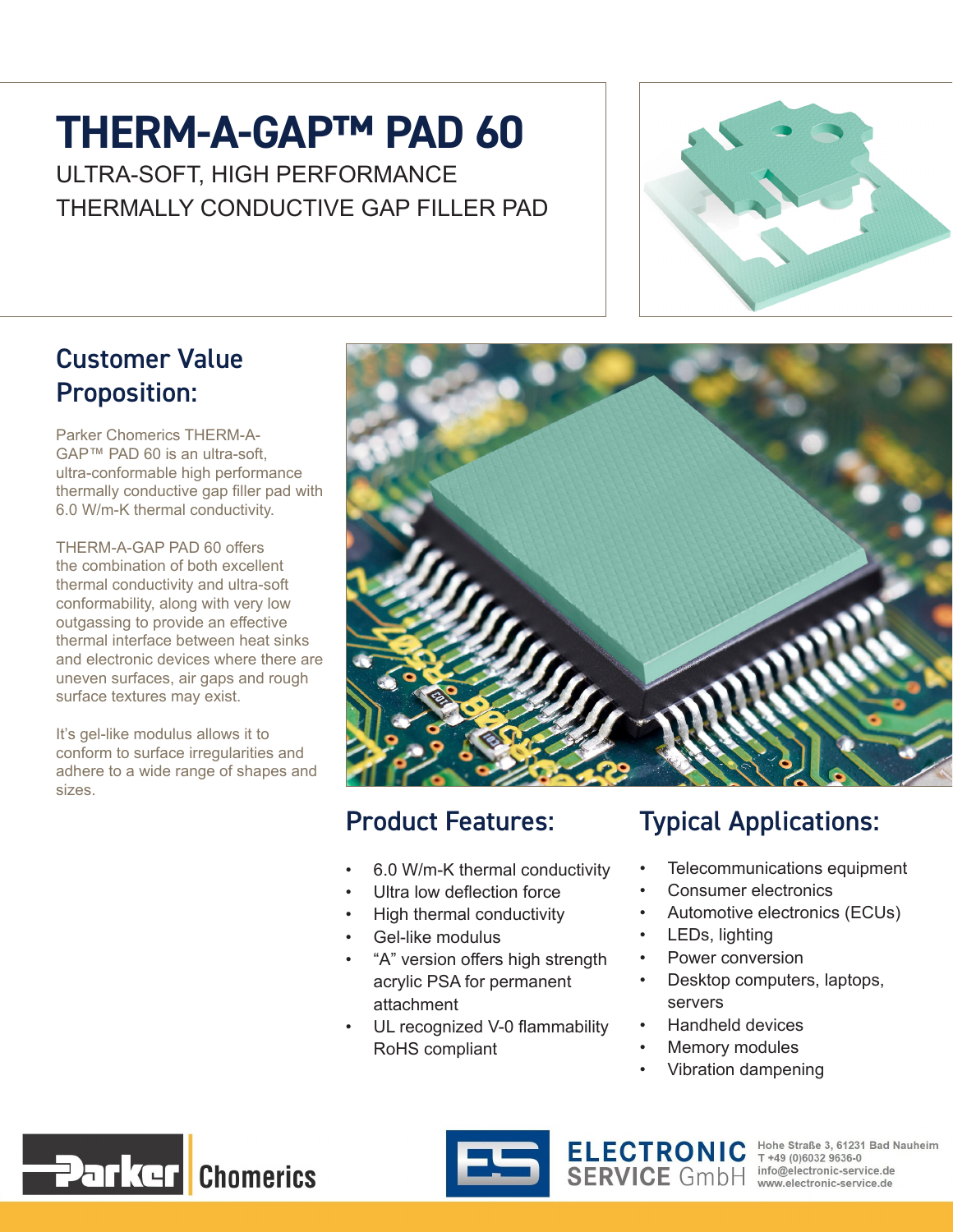# THERM-A-GAP™ PAD 60

ULTRA-SOFT, HIGH PERFORMANCE THERMALLY CONDUCTIVE GAP FILLER PAD

## Customer Value Proposition:

Parker Chomerics THERM-A-GAP™ PAD 60 is an ultra-soft, ultra-conformable high performance thermally conductive gap filler pad with 6.0 W/m-K thermal conductivity.

THERM-A-GAP PAD 60 offers the combination of both excellent thermal conductivity and ultra-soft conformability, along with very low outgassing to provide an effective thermal interface between heat sinks and electronic devices where there are uneven surfaces, air gaps and rough surface textures may exist.

It's gel-like modulus allows it to conform to surface irregularities and adhere to a wide range of shapes and sizes.

## Product Features:

- 6.0 W/m-K thermal conductivity
- Ultra low deflection force
- High thermal conductivity
- Gel-like modulus
- "A" version offers high strength acrylic PSA for permanent attachment
- UL recognized V-0 flammability RoHS compliant

## Typical Applications:

- Telecommunications equipment
- Consumer electronics
- Automotive electronics (ECUs)
- LEDs, lighting
- Power conversion
- Desktop computers, laptops, servers
- Handheld devices
- Memory modules
- Vibration dampening

Parker Chomerics

ELECTRONIC SERVICE GmbH
Hohe Straße 3, 61231 Bad Nauheim
T +49 (0)6032 9636-0
info@electronic-service.de
www.electronic-service.de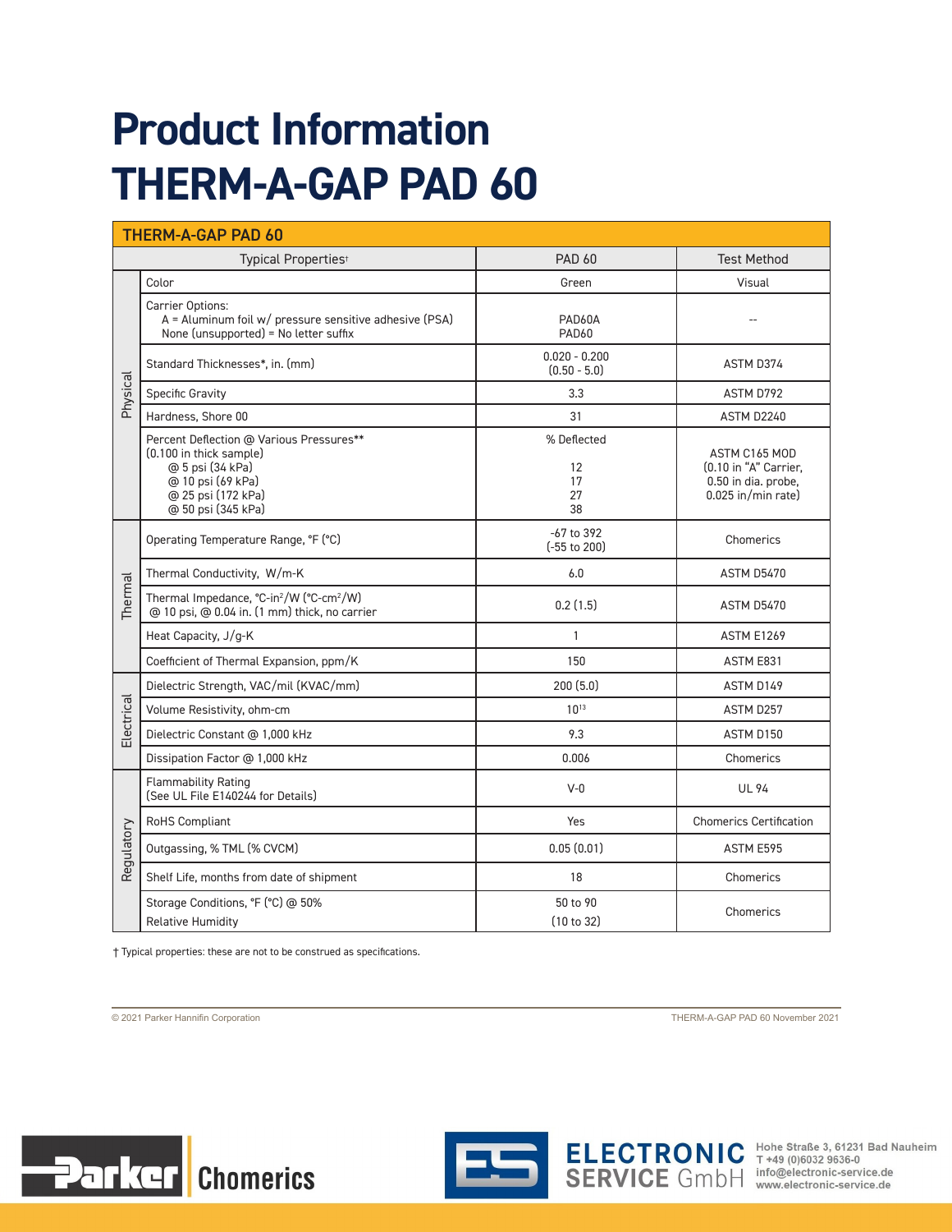# Product Information
# THERM-A-GAP PAD 60

| THERM-A-GAP PAD 60 | | | |
|---|---|---|---|
| | Typical Properties† | PAD 60 | Test Method |
| Physical | Color | Green | Visual |
| | Carrier Options:<br>A = Aluminum foil w/ pressure sensitive adhesive (PSA)<br>None (unsupported) = No letter suffix | PAD60A<br>PAD60 | -- |
| | Standard Thicknesses*, in. (mm) | 0.020 - 0.200<br>(0.50 - 5.0) | ASTM D374 |
| | Specific Gravity | 3.3 | ASTM D792 |
| | Hardness, Shore 00 | 31 | ASTM D2240 |
| | Percent Deflection @ Various Pressures**<br>(0.100 in thick sample)<br>@ 5 psi (34 kPa)<br>@ 10 psi (69 kPa)<br>@ 25 psi (172 kPa)<br>@ 50 psi (345 kPa) | % Deflected<br><br>12<br>17<br>27<br>38 | ASTM C165 MOD<br>(0.10 in "A" Carrier,<br>0.50 in dia. probe,<br>0.025 in/min rate) |
| Thermal | Operating Temperature Range, °F (°C) | -67 to 392<br>(-55 to 200) | Chomerics |
| | Thermal Conductivity, W/m-K | 6.0 | ASTM D5470 |
| | Thermal Impedance, °C-in²/W (°C-cm²/W)<br>@ 10 psi, @ 0.04 in. (1 mm) thick, no carrier | 0.2 (1.5) | ASTM D5470 |
| | Heat Capacity, J/g-K | 1 | ASTM E1269 |
| | Coefficient of Thermal Expansion, ppm/K | 150 | ASTM E831 |
| Electrical | Dielectric Strength, VAC/mil (KVAC/mm) | 200 (5.0) | ASTM D149 |
| | Volume Resistivity, ohm-cm | $10^{13}$ | ASTM D257 |
| | Dielectric Constant @ 1,000 kHz | 9.3 | ASTM D150 |
| | Dissipation Factor @ 1,000 kHz | 0.006 | Chomerics |
| Regulatory | Flammability Rating<br>(See UL File E140244 for Details) | V-0 | UL 94 |
| | RoHS Compliant | Yes | Chomerics Certification |
| | Outgassing, % TML (% CVCM) | 0.05 (0.01) | ASTM E595 |
| | Shelf Life, months from date of shipment | 18 | Chomerics |
| | Storage Conditions, °F (°C) @ 50%<br>Relative Humidity | 50 to 90<br>(10 to 32) | Chomerics |

† Typical properties: these are not to be construed as specifications.

© 2021 Parker Hannifin Corporation

THERM-A-GAP PAD 60 November 2021

Parker Chomerics

ELECTRONIC SERVICE GmbH
Hohe Straße 3, 61231 Bad Nauheim
T +49 (0)6032 9636-0
info@electronic-service.de
www.electronic-service.de